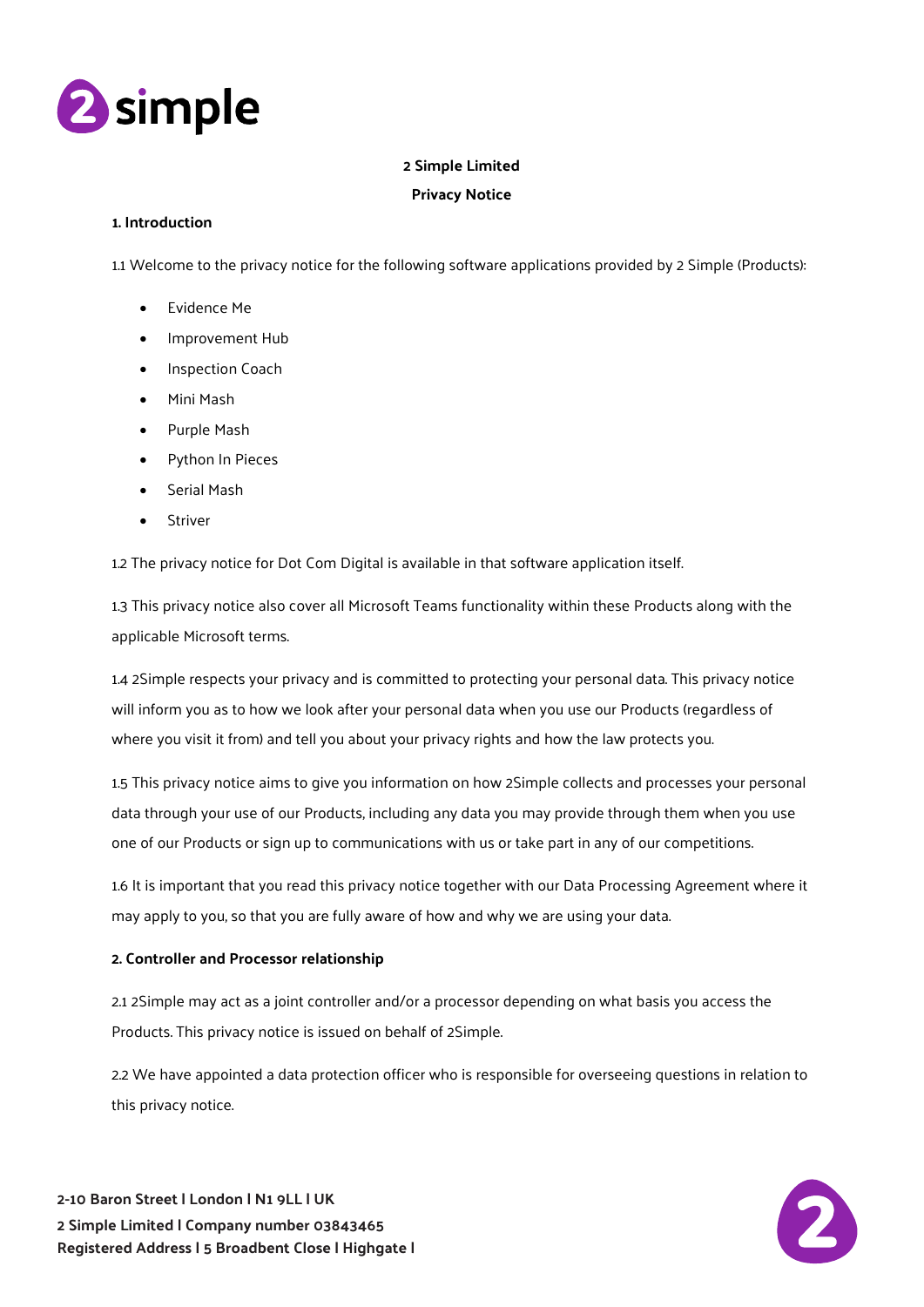**2 Simple Limited**

**Privacy Notice**

**1. Introduction**

1.1 Welcome to the privacy notice for the following software applications provided by 2 Simple (Products):

- Evidence Me
- Improvement Hub
- Inspection Coach
- Mini Mash
- Purple Mash
- Python In Pieces
- Serial Mash
- Striver

1.2 The privacy notice for Dot Com Digital is available in that software application itself.

1.3 This privacy notice also cover all Microsoft Teams functionality within these Products along with the applicable Microsoft terms.

1.4 2Simple respects your privacy and is committed to protecting your personal data. This privacy notice will inform you as to how we look after your personal data when you use our Products (regardless of where you visit it from) and tell you about your privacy rights and how the law protects you.

1.5 This privacy notice aims to give you information on how 2Simple collects and processes your personal data through your use of our Products, including any data you may provide through them when you use one of our Products or sign up to communications with us or take part in any of our competitions.

1.6 It is important that you read this privacy notice together with our Data Processing Agreement where it may apply to you, so that you are fully aware of how and why we are using your data.

**2. Controller and Processor relationship**

2.1 2Simple may act as a joint controller and/or a processor depending on what basis you access the Products. This privacy notice is issued on behalf of 2Simple.

2.2 We have appointed a data protection officer who is responsible for overseeing questions in relation to this privacy notice.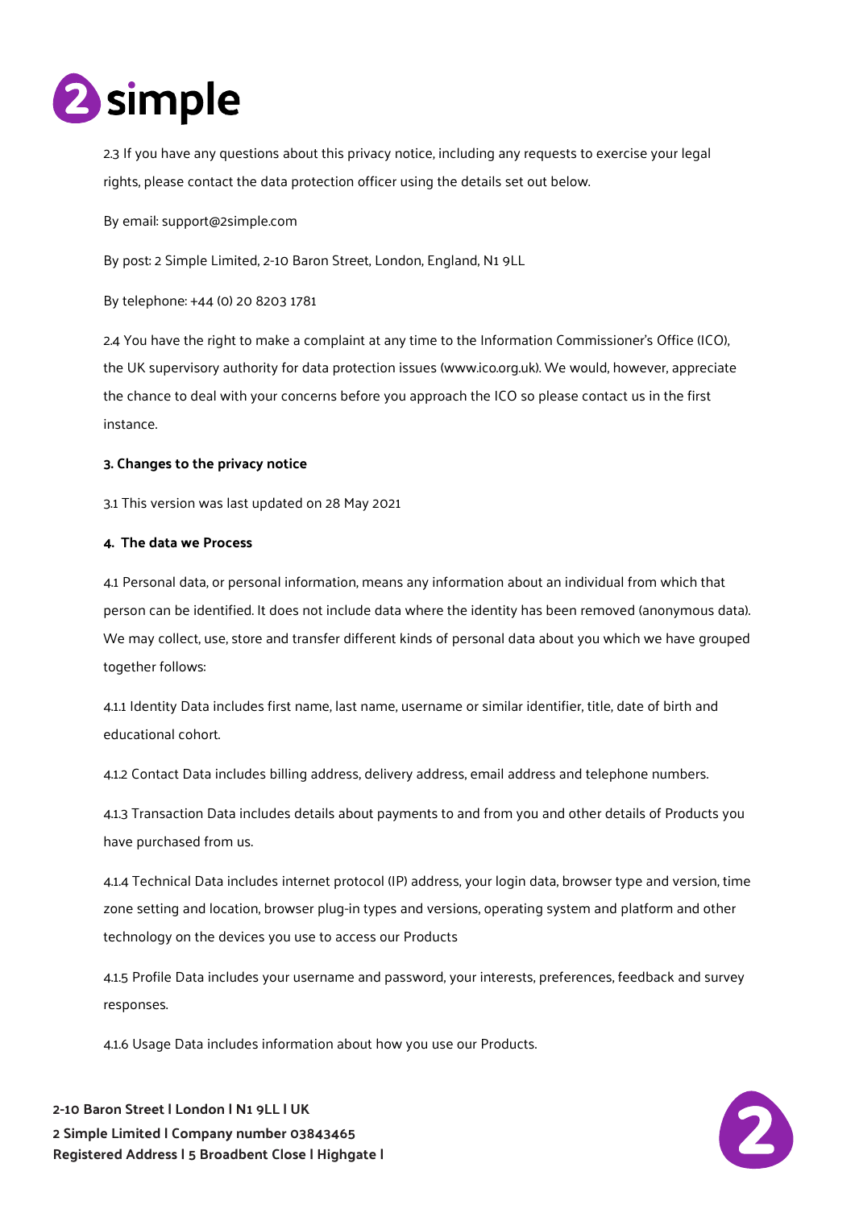2.3 If you have any questions about this privacy notice, including any requests to exercise your legal rights, please contact the data protection officer using the details set out below.

By email: support@2simple.com

By post: 2 Simple Limited, 2-10 Baron Street, London, England, N1 9LL

By telephone: +44 (0) 20 8203 1781

2.4 You have the right to make a complaint at any time to the Information Commissioner's Office (ICO), the UK supervisory authority for data protection issues (www.ico.org.uk). We would, however, appreciate the chance to deal with your concerns before you approach the ICO so please contact us in the first instance.

**3. Changes to the privacy notice**

3.1 This version was last updated on 28 May 2021

**4. The data we Process**

4.1 Personal data, or personal information, means any information about an individual from which that person can be identified. It does not include data where the identity has been removed (anonymous data). We may collect, use, store and transfer different kinds of personal data about you which we have grouped together follows:

4.1.1 Identity Data includes first name, last name, username or similar identifier, title, date of birth and educational cohort.

4.1.2 Contact Data includes billing address, delivery address, email address and telephone numbers.

4.1.3 Transaction Data includes details about payments to and from you and other details of Products you have purchased from us.

4.1.4 Technical Data includes internet protocol (IP) address, your login data, browser type and version, time zone setting and location, browser plug-in types and versions, operating system and platform and other technology on the devices you use to access our Products

4.1.5 Profile Data includes your username and password, your interests, preferences, feedback and survey responses.

4.1.6 Usage Data includes information about how you use our Products.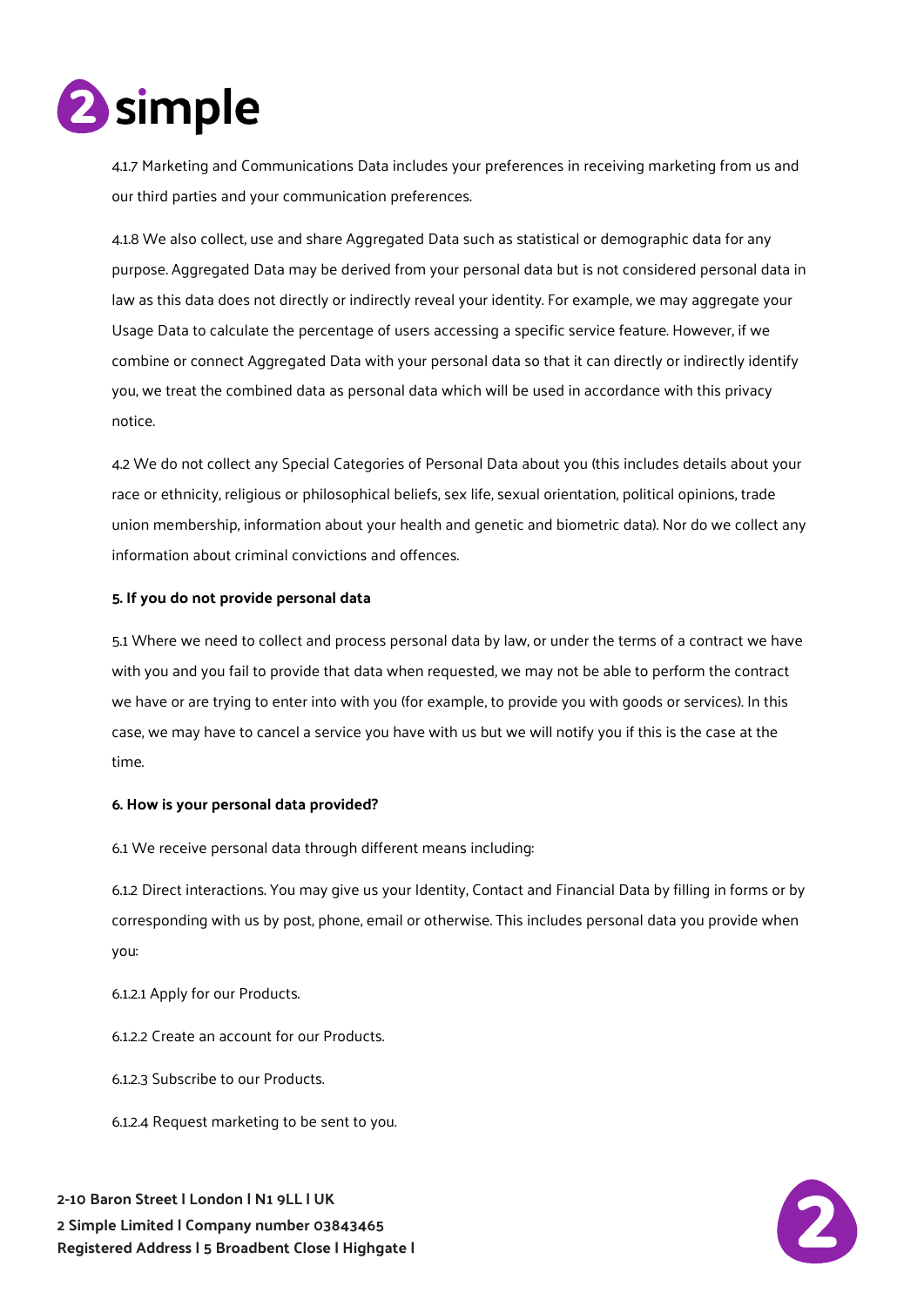4.1.7 Marketing and Communications Data includes your preferences in receiving marketing from us and our third parties and your communication preferences.

4.1.8 We also collect, use and share Aggregated Data such as statistical or demographic data for any purpose. Aggregated Data may be derived from your personal data but is not considered personal data in law as this data does not directly or indirectly reveal your identity. For example, we may aggregate your Usage Data to calculate the percentage of users accessing a specific service feature. However, if we combine or connect Aggregated Data with your personal data so that it can directly or indirectly identify you, we treat the combined data as personal data which will be used in accordance with this privacy notice.

4.2 We do not collect any Special Categories of Personal Data about you (this includes details about your race or ethnicity, religious or philosophical beliefs, sex life, sexual orientation, political opinions, trade union membership, information about your health and genetic and biometric data). Nor do we collect any information about criminal convictions and offences.

**5. If you do not provide personal data**

5.1 Where we need to collect and process personal data by law, or under the terms of a contract we have with you and you fail to provide that data when requested, we may not be able to perform the contract we have or are trying to enter into with you (for example, to provide you with goods or services). In this case, we may have to cancel a service you have with us but we will notify you if this is the case at the time.

**6. How is your personal data provided?**

6.1 We receive personal data through different means including:

6.1.2 Direct interactions. You may give us your Identity, Contact and Financial Data by filling in forms or by corresponding with us by post, phone, email or otherwise. This includes personal data you provide when you:

6.1.2.1 Apply for our Products.

6.1.2.2 Create an account for our Products.

6.1.2.3 Subscribe to our Products.

6.1.2.4 Request marketing to be sent to you.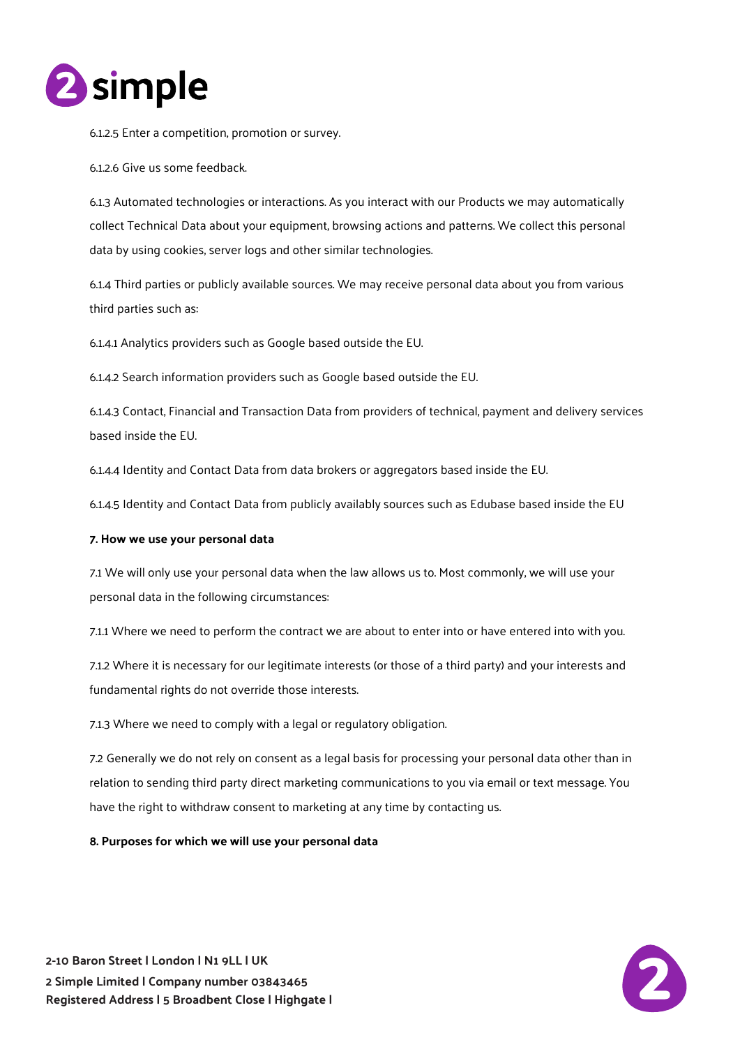6.1.2.5 Enter a competition, promotion or survey.

6.1.2.6 Give us some feedback.

6.1.3 Automated technologies or interactions. As you interact with our Products we may automatically collect Technical Data about your equipment, browsing actions and patterns. We collect this personal data by using cookies, server logs and other similar technologies.

6.1.4 Third parties or publicly available sources. We may receive personal data about you from various third parties such as:

6.1.4.1 Analytics providers such as Google based outside the EU.

6.1.4.2 Search information providers such as Google based outside the EU.

6.1.4.3 Contact, Financial and Transaction Data from providers of technical, payment and delivery services based inside the EU.

6.1.4.4 Identity and Contact Data from data brokers or aggregators based inside the EU.

6.1.4.5 Identity and Contact Data from publicly availably sources such as Edubase based inside the EU

**7. How we use your personal data**

7.1 We will only use your personal data when the law allows us to. Most commonly, we will use your personal data in the following circumstances:

7.1.1 Where we need to perform the contract we are about to enter into or have entered into with you.

7.1.2 Where it is necessary for our legitimate interests (or those of a third party) and your interests and fundamental rights do not override those interests.

7.1.3 Where we need to comply with a legal or regulatory obligation.

7.2 Generally we do not rely on consent as a legal basis for processing your personal data other than in relation to sending third party direct marketing communications to you via email or text message. You have the right to withdraw consent to marketing at any time by contacting us.

**8. Purposes for which we will use your personal data**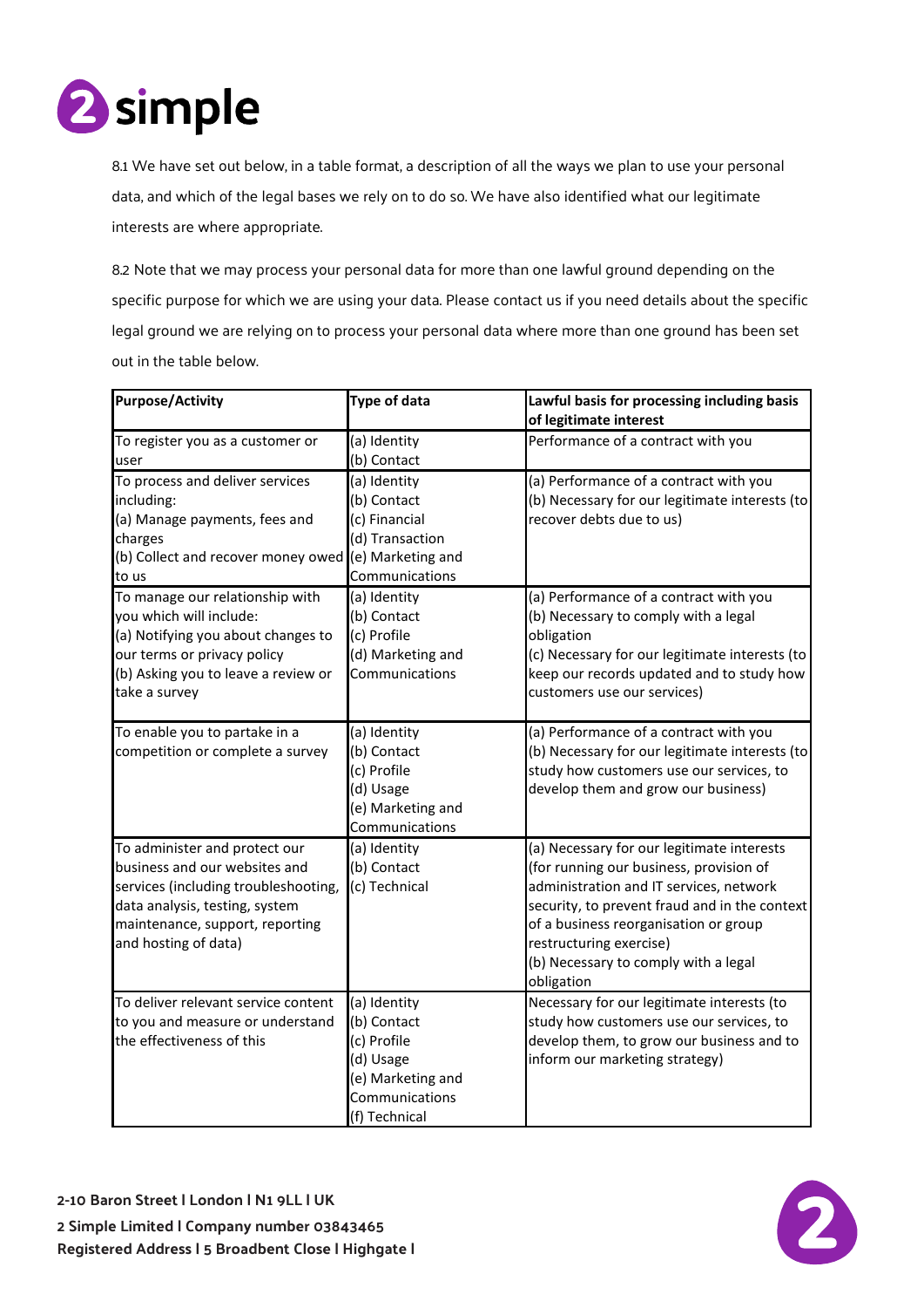8.1 We have set out below, in a table format, a description of all the ways we plan to use your personal data, and which of the legal bases we rely on to do so. We have also identified what our legitimate interests are where appropriate.

8.2 Note that we may process your personal data for more than one lawful ground depending on the specific purpose for which we are using your data. Please contact us if you need details about the specific legal ground we are relying on to process your personal data where more than one ground has been set out in the table below.

| Purpose/Activity | Type of data | Lawful basis for processing including basis of legitimate interest |
|---|---|---|
| To register you as a customer or user | (a) Identity<br>(b) Contact | Performance of a contract with you |
| To process and deliver services including:<br>(a) Manage payments, fees and charges<br>(b) Collect and recover money owed to us | (a) Identity<br>(b) Contact<br>(c) Financial<br>(d) Transaction<br>(e) Marketing and Communications | (a) Performance of a contract with you<br>(b) Necessary for our legitimate interests (to recover debts due to us) |
| To manage our relationship with you which will include:<br>(a) Notifying you about changes to our terms or privacy policy<br>(b) Asking you to leave a review or take a survey | (a) Identity<br>(b) Contact<br>(c) Profile<br>(d) Marketing and Communications | (a) Performance of a contract with you<br>(b) Necessary to comply with a legal obligation<br>(c) Necessary for our legitimate interests (to keep our records updated and to study how customers use our services) |
| To enable you to partake in a competition or complete a survey | (a) Identity<br>(b) Contact<br>(c) Profile<br>(d) Usage<br>(e) Marketing and Communications | (a) Performance of a contract with you<br>(b) Necessary for our legitimate interests (to study how customers use our services, to develop them and grow our business) |
| To administer and protect our business and our websites and services (including troubleshooting, data analysis, testing, system maintenance, support, reporting and hosting of data) | (a) Identity<br>(b) Contact<br>(c) Technical | (a) Necessary for our legitimate interests (for running our business, provision of administration and IT services, network security, to prevent fraud and in the context of a business reorganisation or group restructuring exercise)<br>(b) Necessary to comply with a legal obligation |
| To deliver relevant service content to you and measure or understand the effectiveness of this | (a) Identity<br>(b) Contact<br>(c) Profile<br>(d) Usage<br>(e) Marketing and Communications<br>(f) Technical | Necessary for our legitimate interests (to study how customers use our services, to develop them, to grow our business and to inform our marketing strategy) |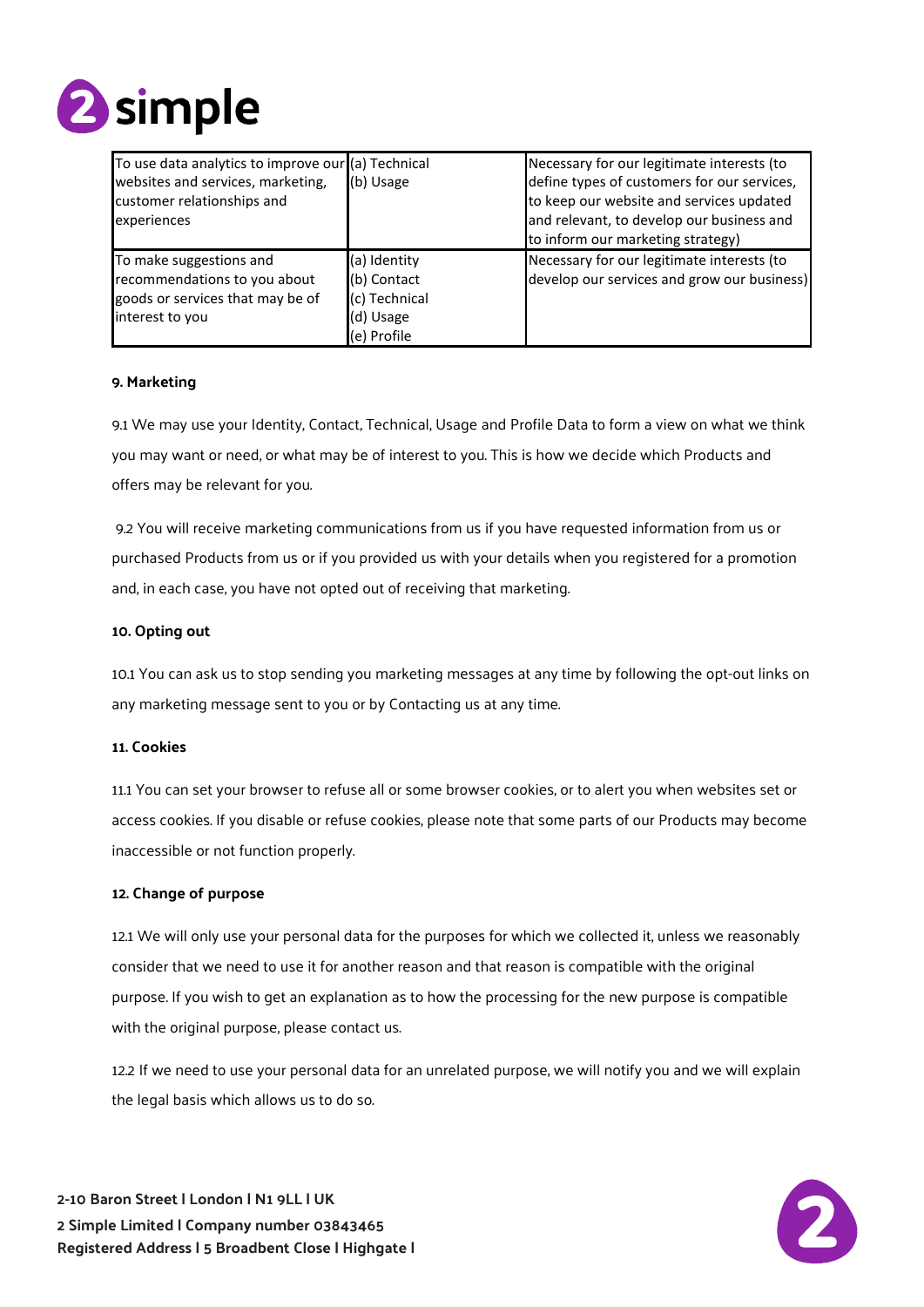| To use data analytics to improve our websites and services, marketing, customer relationships and experiences | (a) Technical<br>(b) Usage | Necessary for our legitimate interests (to define types of customers for our services, to keep our website and services updated and relevant, to develop our business and to inform our marketing strategy) |
|---|---|---|
| To make suggestions and recommendations to you about goods or services that may be of interest to you | (a) Identity<br>(b) Contact<br>(c) Technical<br>(d) Usage<br>(e) Profile | Necessary for our legitimate interests (to develop our services and grow our business) |

**9. Marketing**

9.1 We may use your Identity, Contact, Technical, Usage and Profile Data to form a view on what we think you may want or need, or what may be of interest to you. This is how we decide which Products and offers may be relevant for you.

9.2 You will receive marketing communications from us if you have requested information from us or purchased Products from us or if you provided us with your details when you registered for a promotion and, in each case, you have not opted out of receiving that marketing.

**10. Opting out**

10.1 You can ask us to stop sending you marketing messages at any time by following the opt-out links on any marketing message sent to you or by Contacting us at any time.

**11. Cookies**

11.1 You can set your browser to refuse all or some browser cookies, or to alert you when websites set or access cookies. If you disable or refuse cookies, please note that some parts of our Products may become inaccessible or not function properly.

**12. Change of purpose**

12.1 We will only use your personal data for the purposes for which we collected it, unless we reasonably consider that we need to use it for another reason and that reason is compatible with the original purpose. If you wish to get an explanation as to how the processing for the new purpose is compatible with the original purpose, please contact us.

12.2 If we need to use your personal data for an unrelated purpose, we will notify you and we will explain the legal basis which allows us to do so.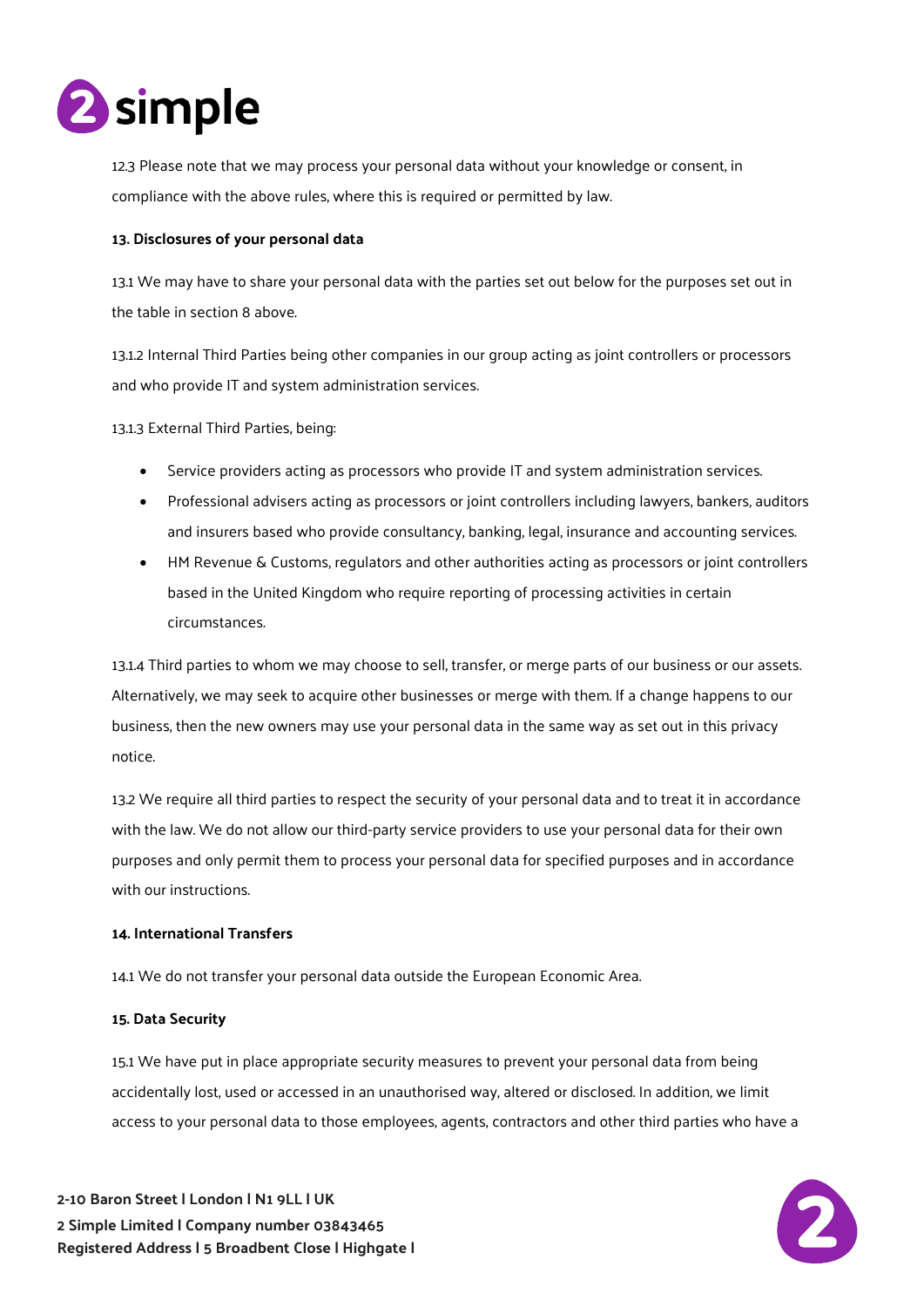12.3 Please note that we may process your personal data without your knowledge or consent, in compliance with the above rules, where this is required or permitted by law.

**13. Disclosures of your personal data**

13.1 We may have to share your personal data with the parties set out below for the purposes set out in the table in section 8 above.

13.1.2 Internal Third Parties being other companies in our group acting as joint controllers or processors and who provide IT and system administration services.

13.1.3 External Third Parties, being:

- Service providers acting as processors who provide IT and system administration services.
- Professional advisers acting as processors or joint controllers including lawyers, bankers, auditors and insurers based who provide consultancy, banking, legal, insurance and accounting services.
- HM Revenue & Customs, regulators and other authorities acting as processors or joint controllers based in the United Kingdom who require reporting of processing activities in certain circumstances.

13.1.4 Third parties to whom we may choose to sell, transfer, or merge parts of our business or our assets. Alternatively, we may seek to acquire other businesses or merge with them. If a change happens to our business, then the new owners may use your personal data in the same way as set out in this privacy notice.

13.2 We require all third parties to respect the security of your personal data and to treat it in accordance with the law. We do not allow our third-party service providers to use your personal data for their own purposes and only permit them to process your personal data for specified purposes and in accordance with our instructions.

**14. International Transfers**

14.1 We do not transfer your personal data outside the European Economic Area.

**15. Data Security**

15.1 We have put in place appropriate security measures to prevent your personal data from being accidentally lost, used or accessed in an unauthorised way, altered or disclosed. In addition, we limit access to your personal data to those employees, agents, contractors and other third parties who have a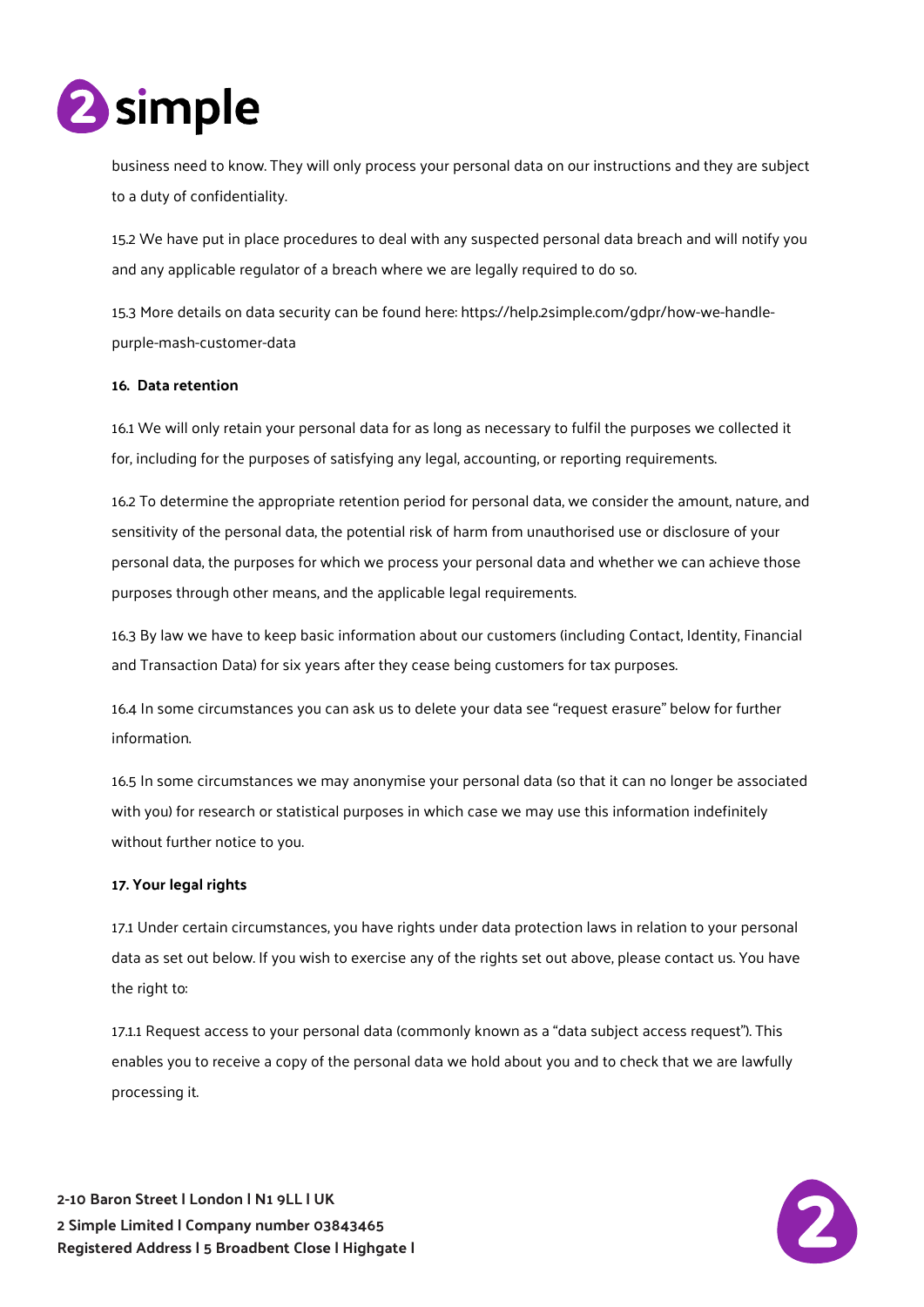business need to know. They will only process your personal data on our instructions and they are subject to a duty of confidentiality.

15.2 We have put in place procedures to deal with any suspected personal data breach and will notify you and any applicable regulator of a breach where we are legally required to do so.

15.3 More details on data security can be found here: https://help.2simple.com/gdpr/how-we-handle-purple-mash-customer-data

**16. Data retention**

16.1 We will only retain your personal data for as long as necessary to fulfil the purposes we collected it for, including for the purposes of satisfying any legal, accounting, or reporting requirements.

16.2 To determine the appropriate retention period for personal data, we consider the amount, nature, and sensitivity of the personal data, the potential risk of harm from unauthorised use or disclosure of your personal data, the purposes for which we process your personal data and whether we can achieve those purposes through other means, and the applicable legal requirements.

16.3 By law we have to keep basic information about our customers (including Contact, Identity, Financial and Transaction Data) for six years after they cease being customers for tax purposes.

16.4 In some circumstances you can ask us to delete your data see "request erasure" below for further information.

16.5 In some circumstances we may anonymise your personal data (so that it can no longer be associated with you) for research or statistical purposes in which case we may use this information indefinitely without further notice to you.

**17. Your legal rights**

17.1 Under certain circumstances, you have rights under data protection laws in relation to your personal data as set out below. If you wish to exercise any of the rights set out above, please contact us. You have the right to:

17.1.1 Request access to your personal data (commonly known as a "data subject access request"). This enables you to receive a copy of the personal data we hold about you and to check that we are lawfully processing it.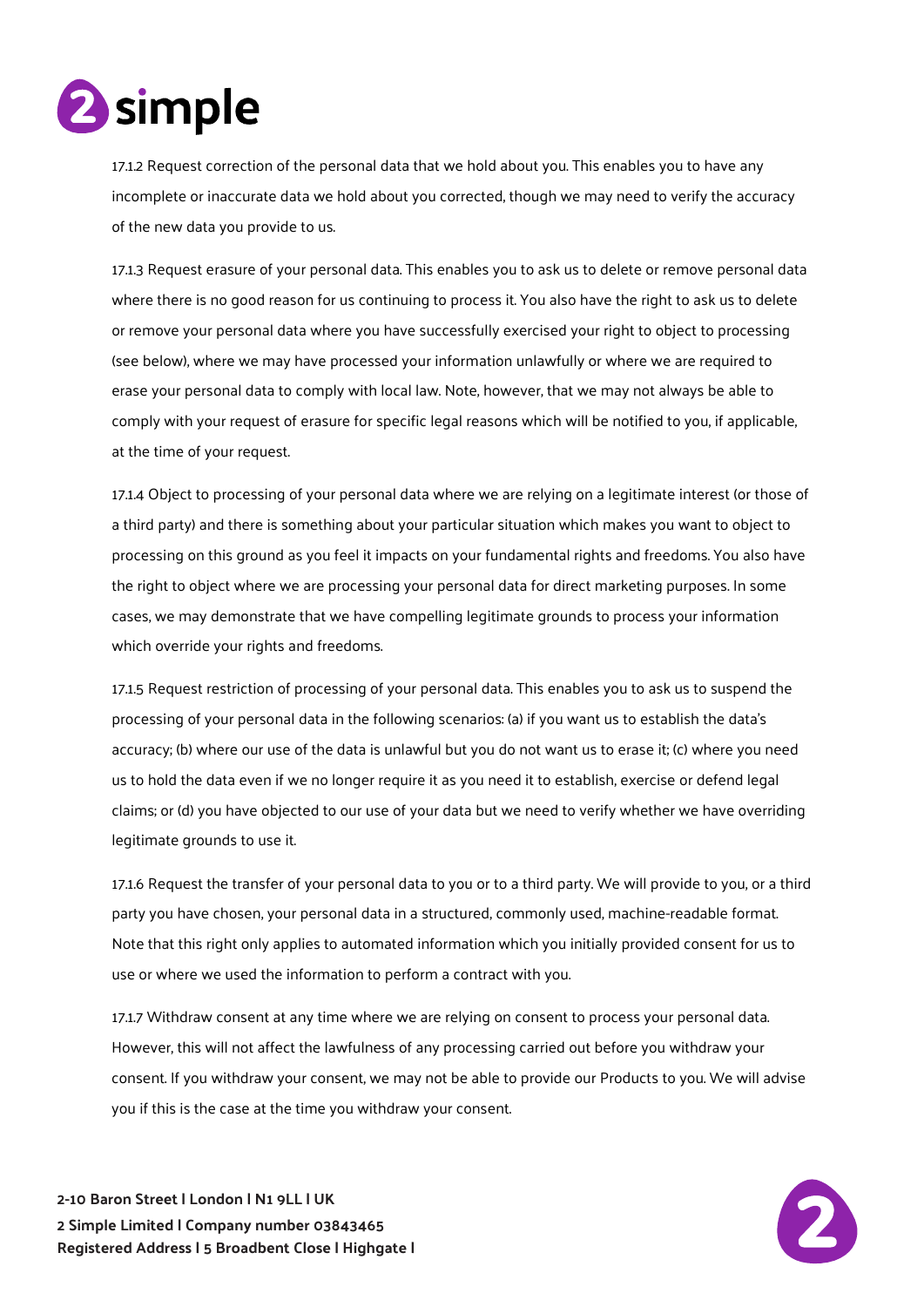17.1.2 Request correction of the personal data that we hold about you. This enables you to have any incomplete or inaccurate data we hold about you corrected, though we may need to verify the accuracy of the new data you provide to us.

17.1.3 Request erasure of your personal data. This enables you to ask us to delete or remove personal data where there is no good reason for us continuing to process it. You also have the right to ask us to delete or remove your personal data where you have successfully exercised your right to object to processing (see below), where we may have processed your information unlawfully or where we are required to erase your personal data to comply with local law. Note, however, that we may not always be able to comply with your request of erasure for specific legal reasons which will be notified to you, if applicable, at the time of your request.

17.1.4 Object to processing of your personal data where we are relying on a legitimate interest (or those of a third party) and there is something about your particular situation which makes you want to object to processing on this ground as you feel it impacts on your fundamental rights and freedoms. You also have the right to object where we are processing your personal data for direct marketing purposes. In some cases, we may demonstrate that we have compelling legitimate grounds to process your information which override your rights and freedoms.

17.1.5 Request restriction of processing of your personal data. This enables you to ask us to suspend the processing of your personal data in the following scenarios: (a) if you want us to establish the data's accuracy; (b) where our use of the data is unlawful but you do not want us to erase it; (c) where you need us to hold the data even if we no longer require it as you need it to establish, exercise or defend legal claims; or (d) you have objected to our use of your data but we need to verify whether we have overriding legitimate grounds to use it.

17.1.6 Request the transfer of your personal data to you or to a third party. We will provide to you, or a third party you have chosen, your personal data in a structured, commonly used, machine-readable format. Note that this right only applies to automated information which you initially provided consent for us to use or where we used the information to perform a contract with you.

17.1.7 Withdraw consent at any time where we are relying on consent to process your personal data. However, this will not affect the lawfulness of any processing carried out before you withdraw your consent. If you withdraw your consent, we may not be able to provide our Products to you. We will advise you if this is the case at the time you withdraw your consent.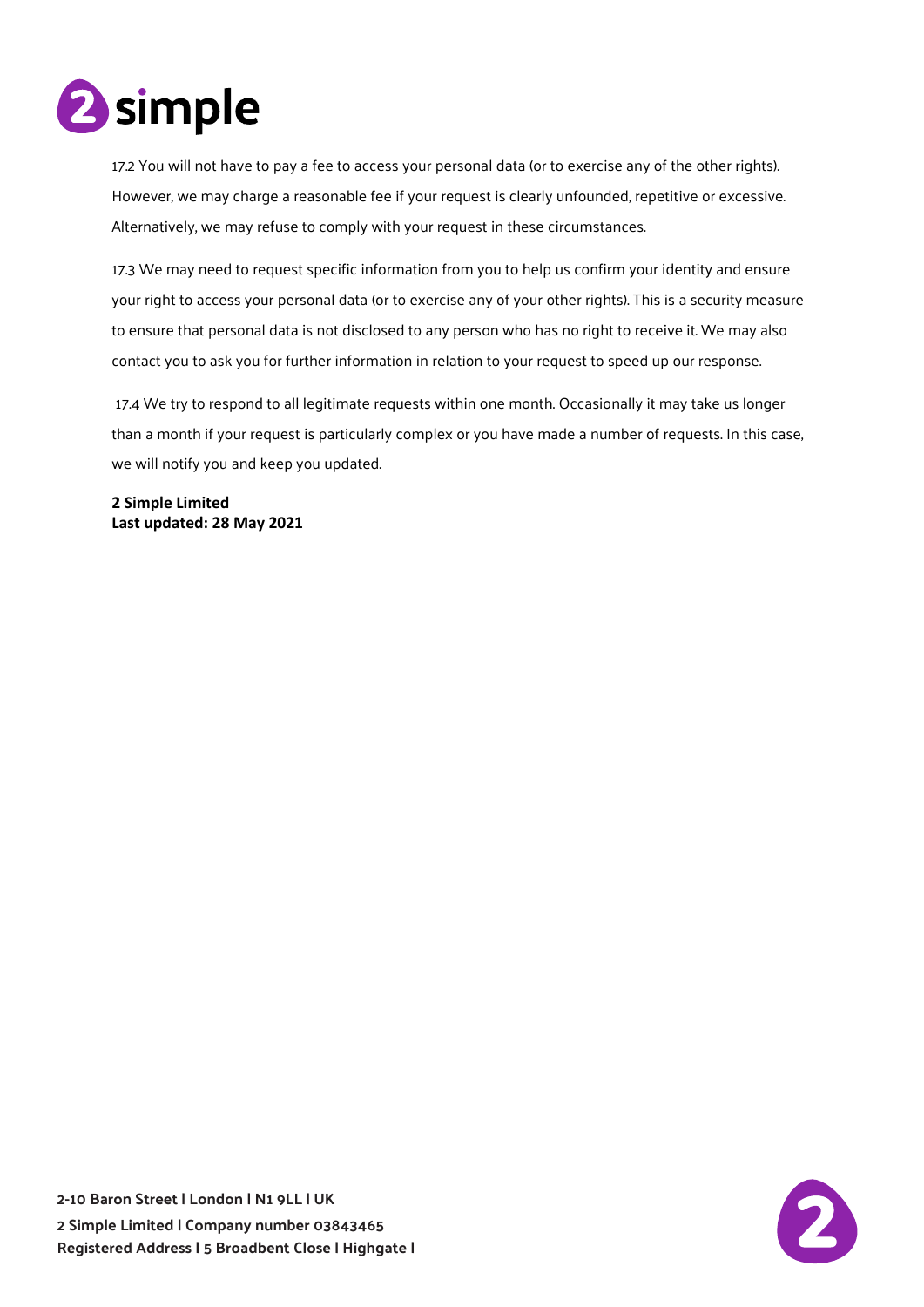17.2 You will not have to pay a fee to access your personal data (or to exercise any of the other rights). However, we may charge a reasonable fee if your request is clearly unfounded, repetitive or excessive. Alternatively, we may refuse to comply with your request in these circumstances.

17.3 We may need to request specific information from you to help us confirm your identity and ensure your right to access your personal data (or to exercise any of your other rights). This is a security measure to ensure that personal data is not disclosed to any person who has no right to receive it. We may also contact you to ask you for further information in relation to your request to speed up our response.

17.4 We try to respond to all legitimate requests within one month. Occasionally it may take us longer than a month if your request is particularly complex or you have made a number of requests. In this case, we will notify you and keep you updated.

**2 Simple Limited**
**Last updated: 28 May 2021**